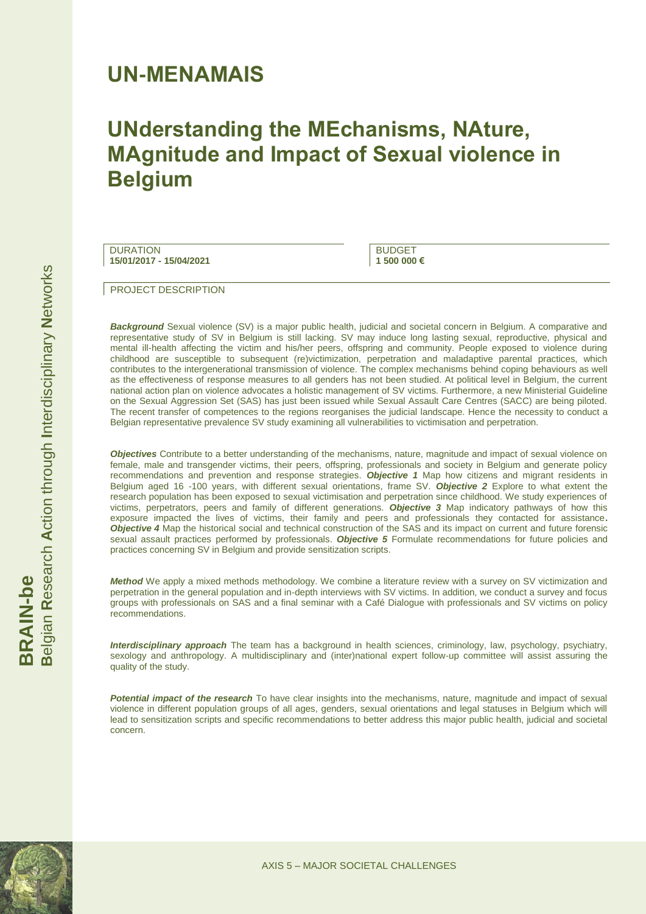# UN-MENAMAIS

# UNderstanding the MEchanisms, NAture, MAgnitude and Impact of Sexual violence in Belgium

DURATION
**15/01/2017 - 15/04/2021**

BUDGET
**1 500 000 €**

PROJECT DESCRIPTION

***Background*** Sexual violence (SV) is a major public health, judicial and societal concern in Belgium. A comparative and representative study of SV in Belgium is still lacking. SV may induce long lasting sexual, reproductive, physical and mental ill-health affecting the victim and his/her peers, offspring and community. People exposed to violence during childhood are susceptible to subsequent (re)victimization, perpetration and maladaptive parental practices, which contributes to the intergenerational transmission of violence. The complex mechanisms behind coping behaviours as well as the effectiveness of response measures to all genders has not been studied. At political level in Belgium, the current national action plan on violence advocates a holistic management of SV victims. Furthermore, a new Ministerial Guideline on the Sexual Aggression Set (SAS) has just been issued while Sexual Assault Care Centres (SACC) are being piloted. The recent transfer of competences to the regions reorganises the judicial landscape. Hence the necessity to conduct a Belgian representative prevalence SV study examining all vulnerabilities to victimisation and perpetration.

***Objectives*** Contribute to a better understanding of the mechanisms, nature, magnitude and impact of sexual violence on female, male and transgender victims, their peers, offspring, professionals and society in Belgium and generate policy recommendations and prevention and response strategies. ***Objective 1*** Map how citizens and migrant residents in Belgium aged 16 -100 years, with different sexual orientations, frame SV. ***Objective 2*** Explore to what extent the research population has been exposed to sexual victimisation and perpetration since childhood. We study experiences of victims, perpetrators, peers and family of different generations. ***Objective 3*** Map indicatory pathways of how this exposure impacted the lives of victims, their family and peers and professionals they contacted for assistance. ***Objective 4*** Map the historical social and technical construction of the SAS and its impact on current and future forensic sexual assault practices performed by professionals. ***Objective 5*** Formulate recommendations for future policies and practices concerning SV in Belgium and provide sensitization scripts.

***Method*** We apply a mixed methods methodology. We combine a literature review with a survey on SV victimization and perpetration in the general population and in-depth interviews with SV victims. In addition, we conduct a survey and focus groups with professionals on SAS and a final seminar with a Café Dialogue with professionals and SV victims on policy recommendations.

***Interdisciplinary approach*** The team has a background in health sciences, criminology, law, psychology, psychiatry, sexology and anthropology. A multidisciplinary and (inter)national expert follow-up committee will assist assuring the quality of the study.

***Potential impact of the research*** To have clear insights into the mechanisms, nature, magnitude and impact of sexual violence in different population groups of all ages, genders, sexual orientations and legal statuses in Belgium which will lead to sensitization scripts and specific recommendations to better address this major public health, judicial and societal concern.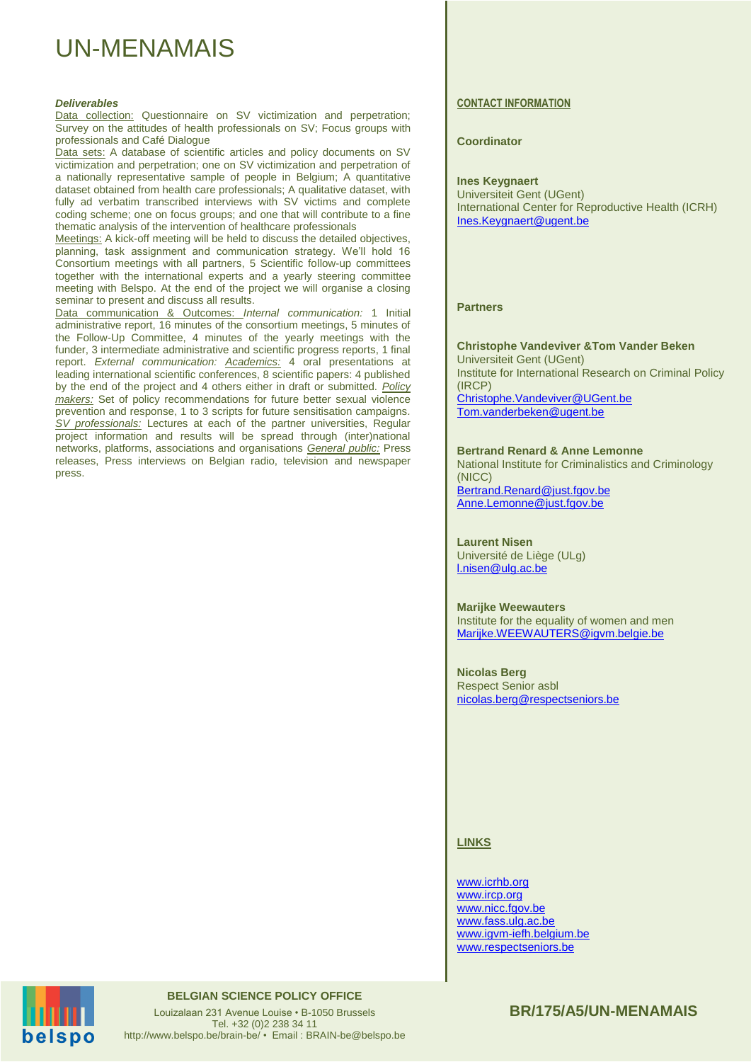# UN-MENAMAIS

***Deliverables***

Data collection: Questionnaire on SV victimization and perpetration; Survey on the attitudes of health professionals on SV; Focus groups with professionals and Café Dialogue

Data sets: A database of scientific articles and policy documents on SV victimization and perpetration; one on SV victimization and perpetration of a nationally representative sample of people in Belgium; A quantitative dataset obtained from health care professionals; A qualitative dataset, with fully ad verbatim transcribed interviews with SV victims and complete coding scheme; one on focus groups; and one that will contribute to a fine thematic analysis of the intervention of healthcare professionals

Meetings: A kick-off meeting will be held to discuss the detailed objectives, planning, task assignment and communication strategy. We'll hold 16 Consortium meetings with all partners, 5 Scientific follow-up committees together with the international experts and a yearly steering committee meeting with Belspo. At the end of the project we will organise a closing seminar to present and discuss all results.

Data communication & Outcomes: *Internal communication:* 1 Initial administrative report, 16 minutes of the consortium meetings, 5 minutes of the Follow-Up Committee, 4 minutes of the yearly meetings with the funder, 3 intermediate administrative and scientific progress reports, 1 final report. *External communication:* *Academics:* 4 oral presentations at leading international scientific conferences, 8 scientific papers: 4 published by the end of the project and 4 others either in draft or submitted. *Policy makers:* Set of policy recommendations for future better sexual violence prevention and response, 1 to 3 scripts for future sensitisation campaigns. *SV professionals:* Lectures at each of the partner universities, Regular project information and results will be spread through (inter)national networks, platforms, associations and organisations *General public:* Press releases, Press interviews on Belgian radio, television and newspaper press.

## CONTACT INFORMATION

### Coordinator

**Ines Keygnaert**
Universiteit Gent (UGent)
International Center for Reproductive Health (ICRH)
Ines.Keygnaert@ugent.be

### Partners

**Christophe Vandeviver &Tom Vander Beken**
Universiteit Gent (UGent)
Institute for International Research on Criminal Policy (IRCP)
Christophe.Vandeviver@UGent.be
Tom.vanderbeken@ugent.be

**Bertrand Renard & Anne Lemonne**
National Institute for Criminalistics and Criminology (NICC)
Bertrand.Renard@just.fgov.be
Anne.Lemonne@just.fgov.be

**Laurent Nisen**
Université de Liège (ULg)
l.nisen@ulg.ac.be

**Marijke Weewauters**
Institute for the equality of women and men
Marijke.WEEWAUTERS@igvm.belgie.be

**Nicolas Berg**
Respect Senior asbl
nicolas.berg@respectseniors.be

## LINKS

www.icrhb.org
www.ircp.org
www.nicc.fgov.be
www.fass.ulg.ac.be
www.igvm-iefh.belgium.be
www.respectseniors.be

**BELGIAN SCIENCE POLICY OFFICE**
Louizalaan 231 Avenue Louise • B-1050 Brussels
Tel. +32 (0)2 238 34 11
http://www.belspo.be/brain-be/ • Email : BRAIN-be@belspo.be

**BR/175/A5/UN-MENAMAIS**